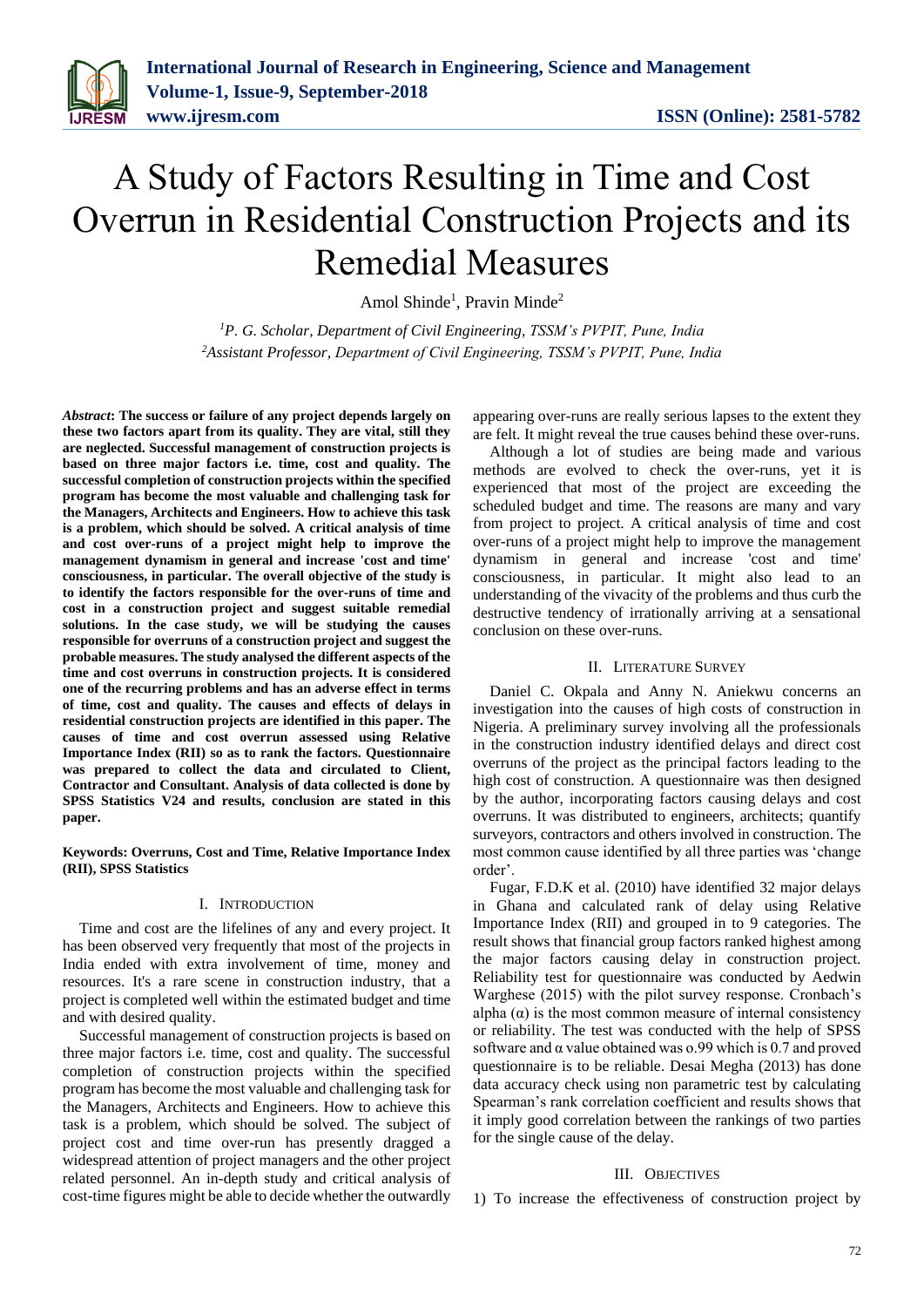# A Study of Factors Resulting in Time and Cost Overrun in Residential Construction Projects and its Remedial Measures

Amol Shinde[1], Pravin Minde[2]

[1]*P. G. Scholar, Department of Civil Engineering, TSSM's PVPIT, Pune, India*
[2]*Assistant Professor, Department of Civil Engineering, TSSM's PVPIT, Pune, India*

***Abstract*: The success or failure of any project depends largely on these two factors apart from its quality. They are vital, still they are neglected. Successful management of construction projects is based on three major factors i.e. time, cost and quality. The successful completion of construction projects within the specified program has become the most valuable and challenging task for the Managers, Architects and Engineers. How to achieve this task is a problem, which should be solved. A critical analysis of time and cost over-runs of a project might help to improve the management dynamism in general and increase 'cost and time' consciousness, in particular. The overall objective of the study is to identify the factors responsible for the over-runs of time and cost in a construction project and suggest suitable remedial solutions. In the case study, we will be studying the causes responsible for overruns of a construction project and suggest the probable measures. The study analysed the different aspects of the time and cost overruns in construction projects. It is considered one of the recurring problems and has an adverse effect in terms of time, cost and quality. The causes and effects of delays in residential construction projects are identified in this paper. The causes of time and cost overrun assessed using Relative Importance Index (RII) so as to rank the factors. Questionnaire was prepared to collect the data and circulated to Client, Contractor and Consultant. Analysis of data collected is done by SPSS Statistics V24 and results, conclusion are stated in this paper.**

**Keywords: Overruns, Cost and Time, Relative Importance Index (RII), SPSS Statistics**

## I. Introduction

Time and cost are the lifelines of any and every project. It has been observed very frequently that most of the projects in India ended with extra involvement of time, money and resources. It's a rare scene in construction industry, that a project is completed well within the estimated budget and time and with desired quality.

Successful management of construction projects is based on three major factors i.e. time, cost and quality. The successful completion of construction projects within the specified program has become the most valuable and challenging task for the Managers, Architects and Engineers. How to achieve this task is a problem, which should be solved. The subject of project cost and time over-run has presently dragged a widespread attention of project managers and the other project related personnel. An in-depth study and critical analysis of cost-time figures might be able to decide whether the outwardly appearing over-runs are really serious lapses to the extent they are felt. It might reveal the true causes behind these over-runs.

Although a lot of studies are being made and various methods are evolved to check the over-runs, yet it is experienced that most of the project are exceeding the scheduled budget and time. The reasons are many and vary from project to project. A critical analysis of time and cost over-runs of a project might help to improve the management dynamism in general and increase 'cost and time' consciousness, in particular. It might also lead to an understanding of the vivacity of the problems and thus curb the destructive tendency of irrationally arriving at a sensational conclusion on these over-runs.

## II. Literature Survey

Daniel C. Okpala and Anny N. Aniekwu concerns an investigation into the causes of high costs of construction in Nigeria. A preliminary survey involving all the professionals in the construction industry identified delays and direct cost overruns of the project as the principal factors leading to the high cost of construction. A questionnaire was then designed by the author, incorporating factors causing delays and cost overruns. It was distributed to engineers, architects; quantify surveyors, contractors and others involved in construction. The most common cause identified by all three parties was 'change order'.

Fugar, F.D.K et al. (2010) have identified 32 major delays in Ghana and calculated rank of delay using Relative Importance Index (RII) and grouped in to 9 categories. The result shows that financial group factors ranked highest among the major factors causing delay in construction project. Reliability test for questionnaire was conducted by Aedwin Warghese (2015) with the pilot survey response. Cronbach's alpha ($\alpha$) is the most common measure of internal consistency or reliability. The test was conducted with the help of SPSS software and $\alpha$ value obtained was o.99 which is 0.7 and proved questionnaire is to be reliable. Desai Megha (2013) has done data accuracy check using non parametric test by calculating Spearman's rank correlation coefficient and results shows that it imply good correlation between the rankings of two parties for the single cause of the delay.

## III. Objectives

1) To increase the effectiveness of construction project by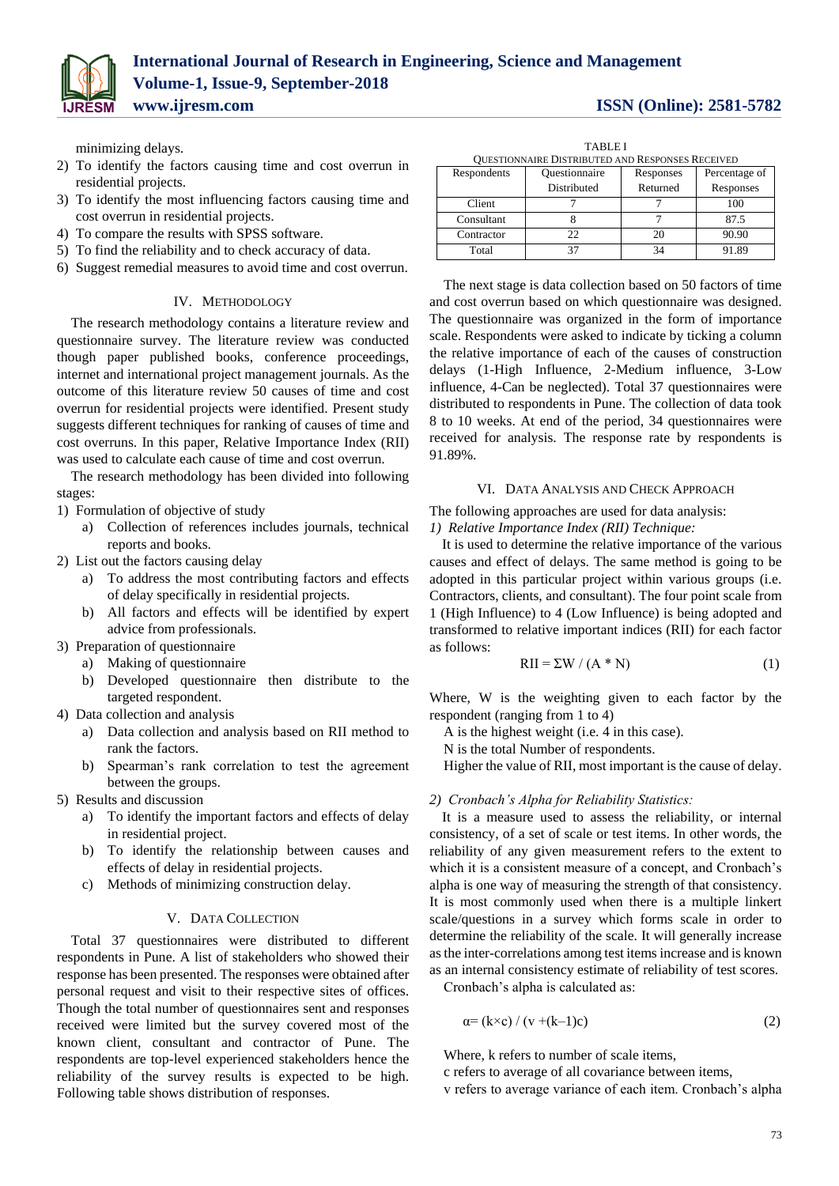minimizing delays.

2) To identify the factors causing time and cost overrun in residential projects.
3) To identify the most influencing factors causing time and cost overrun in residential projects.
4) To compare the results with SPSS software.
5) To find the reliability and to check accuracy of data.
6) Suggest remedial measures to avoid time and cost overrun.

## IV. Methodology

The research methodology contains a literature review and questionnaire survey. The literature review was conducted though paper published books, conference proceedings, internet and international project management journals. As the outcome of this literature review 50 causes of time and cost overrun for residential projects were identified. Present study suggests different techniques for ranking of causes of time and cost overruns. In this paper, Relative Importance Index (RII) was used to calculate each cause of time and cost overrun.

The research methodology has been divided into following stages:

1) Formulation of objective of study
   a) Collection of references includes journals, technical reports and books.
2) List out the factors causing delay
   a) To address the most contributing factors and effects of delay specifically in residential projects.
   b) All factors and effects will be identified by expert advice from professionals.
3) Preparation of questionnaire
   a) Making of questionnaire
   b) Developed questionnaire then distribute to the targeted respondent.
4) Data collection and analysis
   a) Data collection and analysis based on RII method to rank the factors.
   b) Spearman's rank correlation to test the agreement between the groups.
5) Results and discussion
   a) To identify the important factors and effects of delay in residential project.
   b) To identify the relationship between causes and effects of delay in residential projects.
   c) Methods of minimizing construction delay.

## V. Data Collection

Total 37 questionnaires were distributed to different respondents in Pune. A list of stakeholders who showed their response has been presented. The responses were obtained after personal request and visit to their respective sites of offices. Though the total number of questionnaires sent and responses received were limited but the survey covered most of the known client, consultant and contractor of Pune. The respondents are top-level experienced stakeholders hence the reliability of the survey results is expected to be high. Following table shows distribution of responses.

TABLE I
Questionnaire Distributed and Responses Received

| Respondents | Questionnaire Distributed | Responses Returned | Percentage of Responses |
|---|---|---|---|
| Client | 7 | 7 | 100 |
| Consultant | 8 | 7 | 87.5 |
| Contractor | 22 | 20 | 90.90 |
| Total | 37 | 34 | 91.89 |

The next stage is data collection based on 50 factors of time and cost overrun based on which questionnaire was designed. The questionnaire was organized in the form of importance scale. Respondents were asked to indicate by ticking a column the relative importance of each of the causes of construction delays (1-High Influence, 2-Medium influence, 3-Low influence, 4-Can be neglected). Total 37 questionnaires were distributed to respondents in Pune. The collection of data took 8 to 10 weeks. At end of the period, 34 questionnaires were received for analysis. The response rate by respondents is 91.89%.

## VI. Data Analysis and Check Approach

The following approaches are used for data analysis:

*1) Relative Importance Index (RII) Technique:*

It is used to determine the relative importance of the various causes and effect of delays. The same method is going to be adopted in this particular project within various groups (i.e. Contractors, clients, and consultant). The four point scale from 1 (High Influence) to 4 (Low Influence) is being adopted and transformed to relative important indices (RII) for each factor as follows:

$$RII = \Sigma W / (A * N) \tag{1}$$

Where, W is the weighting given to each factor by the respondent (ranging from 1 to 4)

A is the highest weight (i.e. 4 in this case).

N is the total Number of respondents.

Higher the value of RII, most important is the cause of delay.

*2) Cronbach's Alpha for Reliability Statistics:*

It is a measure used to assess the reliability, or internal consistency, of a set of scale or test items. In other words, the reliability of any given measurement refers to the extent to which it is a consistent measure of a concept, and Cronbach's alpha is one way of measuring the strength of that consistency. It is most commonly used when there is a multiple linkert scale/questions in a survey which forms scale in order to determine the reliability of the scale. It will generally increase as the inter-correlations among test items increase and is known as an internal consistency estimate of reliability of test scores.

Cronbach's alpha is calculated as:

$$\alpha = (k \times c) / (v + (k-1)c) \tag{2}$$

Where, k refers to number of scale items,

c refers to average of all covariance between items,

v refers to average variance of each item. Cronbach's alpha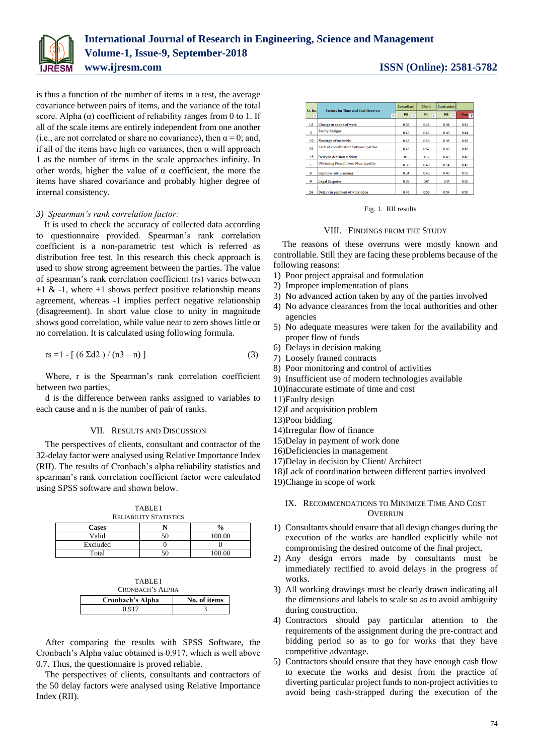is thus a function of the number of items in a test, the average covariance between pairs of items, and the variance of the total score. Alpha (α) coefficient of reliability ranges from 0 to 1. If all of the scale items are entirely independent from one another (i.e., are not correlated or share no covariance), then α = 0; and, if all of the items have high co variances, then α will approach 1 as the number of items in the scale approaches infinity. In other words, higher the value of α coefficient, the more the items have shared covariance and probably higher degree of internal consistency.

### 3) *Spearman's rank correlation factor:*

It is used to check the accuracy of collected data according to questionnaire provided. Spearman's rank correlation coefficient is a non-parametric test which is referred as distribution free test. In this research this each approach is used to show strong agreement between the parties. The value of spearman's rank correlation coefficient (rs) varies between +1 & -1, where +1 shows perfect positive relationship means agreement, whereas -1 implies perfect negative relationship (disagreement). In short value close to unity in magnitude shows good correlation, while value near to zero shows little or no correlation. It is calculated using following formula.

$$rs = 1 - [ (6 \Sigma d2 ) / (n3 - n) ] \quad (3)$$

Where, r is the Spearman's rank correlation coefficient between two parties,

d is the difference between ranks assigned to variables to each cause and n is the number of pair of ranks.

## VII. Results and Discussion

The perspectives of clients, consultant and contractor of the 32-delay factor were analysed using Relative Importance Index (RII). The results of Cronbach's alpha reliability statistics and spearman's rank correlation coefficient factor were calculated using SPSS software and shown below.

TABLE I
Reliability Statistics

| Cases | N | % |
|---|---|---|
| Valid | 50 | 100.00 |
| Excluded | 0 | 0 |
| Total | 50 | 100.00 |

TABLE I
Cronbach's Alpha

| Cronbach's Alpha | No. of items |
|---|---|
| 0.917 | 3 |

After comparing the results with SPSS Software, the Cronbach's Alpha value obtained is 0.917, which is well above 0.7. Thus, the questionnaire is proved reliable.

The perspectives of clients, consultants and contractors of the 50 delay factors were analysed using Relative Importance Index (RII).

| Sr. No | Factors for Time and Cost Overrun | Consultant RII | Client RII | Contractor RII | Sum |
|---|---|---|---|---|---|
| 13 | Change in scope of work | 0.39 | 0.46 | 0.44 | 0.43 |
| 3 | Faulty designs | 0.43 | 0.46 | 0.43 | 0.44 |
| 40 | Shortage of materials | 0.43 | 0.43 | 0.48 | 0.45 |
| 23 | Lack of coordination between parties | 0.43 | 0.57 | 0.43 | 0.48 |
| 45 | Delay in decision making | 0.5 | 0.5 | 0.43 | 0.48 |
| 1 | Obtaining Permit from Municipality | 0.50 | 0.43 | 0.54 | 0.49 |
| 6 | Improper site planning | 0.54 | 0.46 | 0.49 | 0.50 |
| 9 | Legal Disputes | 0.39 | 0.61 | 0.51 | 0.50 |
| 24 | Delays in payment of work done | 0.46 | 0.50 | 0.54 | 0.50 |

Fig. 1. RII results

## VIII. Findings from the Study

The reasons of these overruns were mostly known and controllable. Still they are facing these problems because of the following reasons:

1) Poor project appraisal and formulation
2) Improper implementation of plans
3) No advanced action taken by any of the parties involved
4) No advance clearances from the local authorities and other agencies
5) No adequate measures were taken for the availability and proper flow of funds
6) Delays in decision making
7) Loosely framed contracts
8) Poor monitoring and control of activities
9) Insufficient use of modern technologies available
10) Inaccurate estimate of time and cost
11) Faulty design
12) Land acquisition problem
13) Poor bidding
14) Irregular flow of finance
15) Delay in payment of work done
16) Deficiencies in management
17) Delay in decision by Client/ Architect
18) Lack of coordination between different parties involved
19) Change in scope of work

## IX. Recommendations to Minimize Time and Cost Overrun

1) Consultants should ensure that all design changes during the execution of the works are handled explicitly while not compromising the desired outcome of the final project.
2) Any design errors made by consultants must be immediately rectified to avoid delays in the progress of works.
3) All working drawings must be clearly drawn indicating all the dimensions and labels to scale so as to avoid ambiguity during construction.
4) Contractors should pay particular attention to the requirements of the assignment during the pre-contract and bidding period so as to go for works that they have competitive advantage.
5) Contractors should ensure that they have enough cash flow to execute the works and desist from the practice of diverting particular project funds to non-project activities to avoid being cash-strapped during the execution of the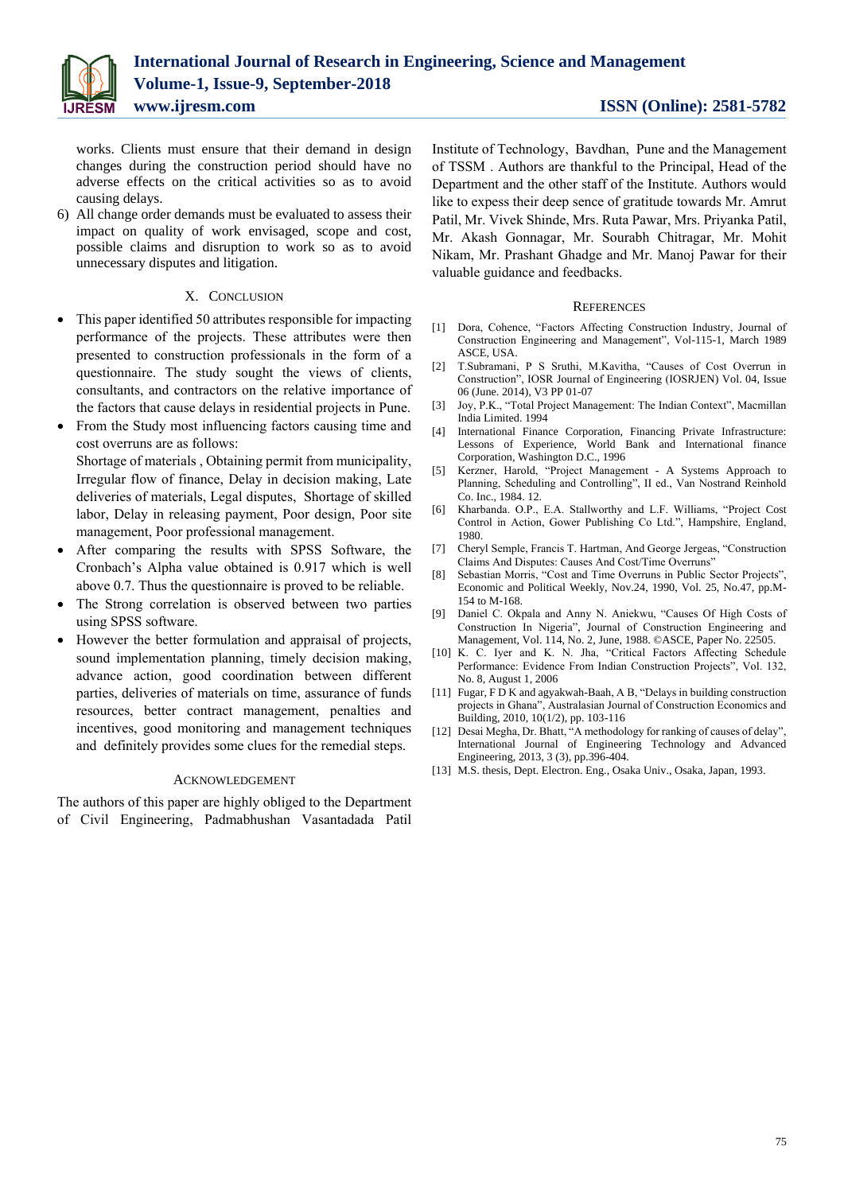works. Clients must ensure that their demand in design changes during the construction period should have no adverse effects on the critical activities so as to avoid causing delays.

6) All change order demands must be evaluated to assess their impact on quality of work envisaged, scope and cost, possible claims and disruption to work so as to avoid unnecessary disputes and litigation.

## X. Conclusion

- This paper identified 50 attributes responsible for impacting performance of the projects. These attributes were then presented to construction professionals in the form of a questionnaire. The study sought the views of clients, consultants, and contractors on the relative importance of the factors that cause delays in residential projects in Pune.
- From the Study most influencing factors causing time and cost overruns are as follows:
  Shortage of materials , Obtaining permit from municipality, Irregular flow of finance, Delay in decision making, Late deliveries of materials, Legal disputes, Shortage of skilled labor, Delay in releasing payment, Poor design, Poor site management, Poor professional management.
- After comparing the results with SPSS Software, the Cronbach's Alpha value obtained is 0.917 which is well above 0.7. Thus the questionnaire is proved to be reliable.
- The Strong correlation is observed between two parties using SPSS software.
- However the better formulation and appraisal of projects, sound implementation planning, timely decision making, advance action, good coordination between different parties, deliveries of materials on time, assurance of funds resources, better contract management, penalties and incentives, good monitoring and management techniques and definitely provides some clues for the remedial steps.

## Acknowledgement

The authors of this paper are highly obliged to the Department of Civil Engineering, Padmabhushan Vasantadada Patil Institute of Technology, Bavdhan, Pune and the Management of TSSM . Authors are thankful to the Principal, Head of the Department and the other staff of the Institute. Authors would like to express their deep sence of gratitude towards Mr. Amrut Patil, Mr. Vivek Shinde, Mrs. Ruta Pawar, Mrs. Priyanka Patil, Mr. Akash Gonnagar, Mr. Sourabh Chitragar, Mr. Mohit Nikam, Mr. Prashant Ghadge and Mr. Manoj Pawar for their valuable guidance and feedbacks.

## References

[1] Dora, Cohence, "Factors Affecting Construction Industry, Journal of Construction Engineering and Management", Vol-115-1, March 1989 ASCE, USA.

[2] T.Subramani, P S Sruthi, M.Kavitha, "Causes of Cost Overrun in Construction", IOSR Journal of Engineering (IOSRJEN) Vol. 04, Issue 06 (June. 2014), V3 PP 01-07

[3] Joy, P.K., "Total Project Management: The Indian Context", Macmillan India Limited. 1994

[4] International Finance Corporation, Financing Private Infrastructure: Lessons of Experience, World Bank and International finance Corporation, Washington D.C., 1996

[5] Kerzner, Harold, "Project Management - A Systems Approach to Planning, Scheduling and Controlling", II ed., Van Nostrand Reinhold Co. Inc., 1984. 12.

[6] Kharbanda. O.P., E.A. Stallworthy and L.F. Williams, "Project Cost Control in Action, Gower Publishing Co Ltd.", Hampshire, England, 1980.

[7] Cheryl Semple, Francis T. Hartman, And George Jergeas, "Construction Claims And Disputes: Causes And Cost/Time Overruns"

[8] Sebastian Morris, "Cost and Time Overruns in Public Sector Projects", Economic and Political Weekly, Nov.24, 1990, Vol. 25, No.47, pp.M-154 to M-168.

[9] Daniel C. Okpala and Anny N. Aniekwu, "Causes Of High Costs of Construction In Nigeria", Journal of Construction Engineering and Management, Vol. 114, No. 2, June, 1988. ©ASCE, Paper No. 22505.

[10] K. C. Iyer and K. N. Jha, "Critical Factors Affecting Schedule Performance: Evidence From Indian Construction Projects", Vol. 132, No. 8, August 1, 2006

[11] Fugar, F D K and agyakwah-Baah, A B, "Delays in building construction projects in Ghana", Australasian Journal of Construction Economics and Building, 2010, 10(1/2), pp. 103-116

[12] Desai Megha, Dr. Bhatt, "A methodology for ranking of causes of delay", International Journal of Engineering Technology and Advanced Engineering, 2013, 3 (3), pp.396-404.

[13] M.S. thesis, Dept. Electron. Eng., Osaka Univ., Osaka, Japan, 1993.